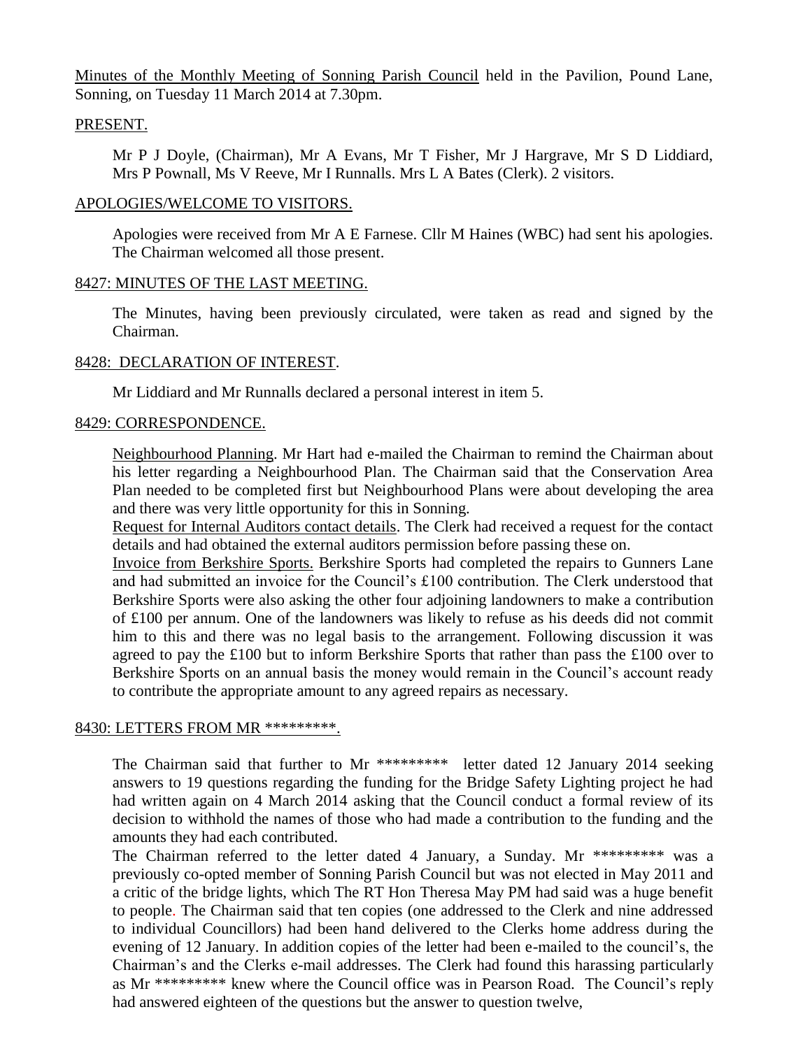Minutes of the Monthly Meeting of Sonning Parish Council held in the Pavilion, Pound Lane, Sonning, on Tuesday 11 March 2014 at 7.30pm.

## PRESENT.

Mr P J Doyle, (Chairman), Mr A Evans, Mr T Fisher, Mr J Hargrave, Mr S D Liddiard, Mrs P Pownall, Ms V Reeve, Mr I Runnalls. Mrs L A Bates (Clerk). 2 visitors.

## APOLOGIES/WELCOME TO VISITORS.

Apologies were received from Mr A E Farnese. Cllr M Haines (WBC) had sent his apologies. The Chairman welcomed all those present.

## 8427: MINUTES OF THE LAST MEETING.

The Minutes, having been previously circulated, were taken as read and signed by the Chairman.

## 8428: DECLARATION OF INTEREST.

Mr Liddiard and Mr Runnalls declared a personal interest in item 5.

## 8429: CORRESPONDENCE.

Neighbourhood Planning. Mr Hart had e-mailed the Chairman to remind the Chairman about his letter regarding a Neighbourhood Plan. The Chairman said that the Conservation Area Plan needed to be completed first but Neighbourhood Plans were about developing the area and there was very little opportunity for this in Sonning.

Request for Internal Auditors contact details. The Clerk had received a request for the contact details and had obtained the external auditors permission before passing these on.

Invoice from Berkshire Sports. Berkshire Sports had completed the repairs to Gunners Lane and had submitted an invoice for the Council's £100 contribution. The Clerk understood that Berkshire Sports were also asking the other four adjoining landowners to make a contribution of £100 per annum. One of the landowners was likely to refuse as his deeds did not commit him to this and there was no legal basis to the arrangement. Following discussion it was agreed to pay the £100 but to inform Berkshire Sports that rather than pass the £100 over to Berkshire Sports on an annual basis the money would remain in the Council's account ready to contribute the appropriate amount to any agreed repairs as necessary.

## 8430: LETTERS FROM MR *********.

The Chairman said that further to Mr ********* letter dated 12 January 2014 seeking answers to 19 questions regarding the funding for the Bridge Safety Lighting project he had had written again on 4 March 2014 asking that the Council conduct a formal review of its decision to withhold the names of those who had made a contribution to the funding and the amounts they had each contributed.

The Chairman referred to the letter dated 4 January, a Sunday. Mr ********* was a previously co-opted member of Sonning Parish Council but was not elected in May 2011 and a critic of the bridge lights, which The RT Hon Theresa May PM had said was a huge benefit to people. The Chairman said that ten copies (one addressed to the Clerk and nine addressed to individual Councillors) had been hand delivered to the Clerks home address during the evening of 12 January. In addition copies of the letter had been e-mailed to the council's, the Chairman's and the Clerks e-mail addresses. The Clerk had found this harassing particularly as Mr ********* knew where the Council office was in Pearson Road. The Council's reply had answered eighteen of the questions but the answer to question twelve,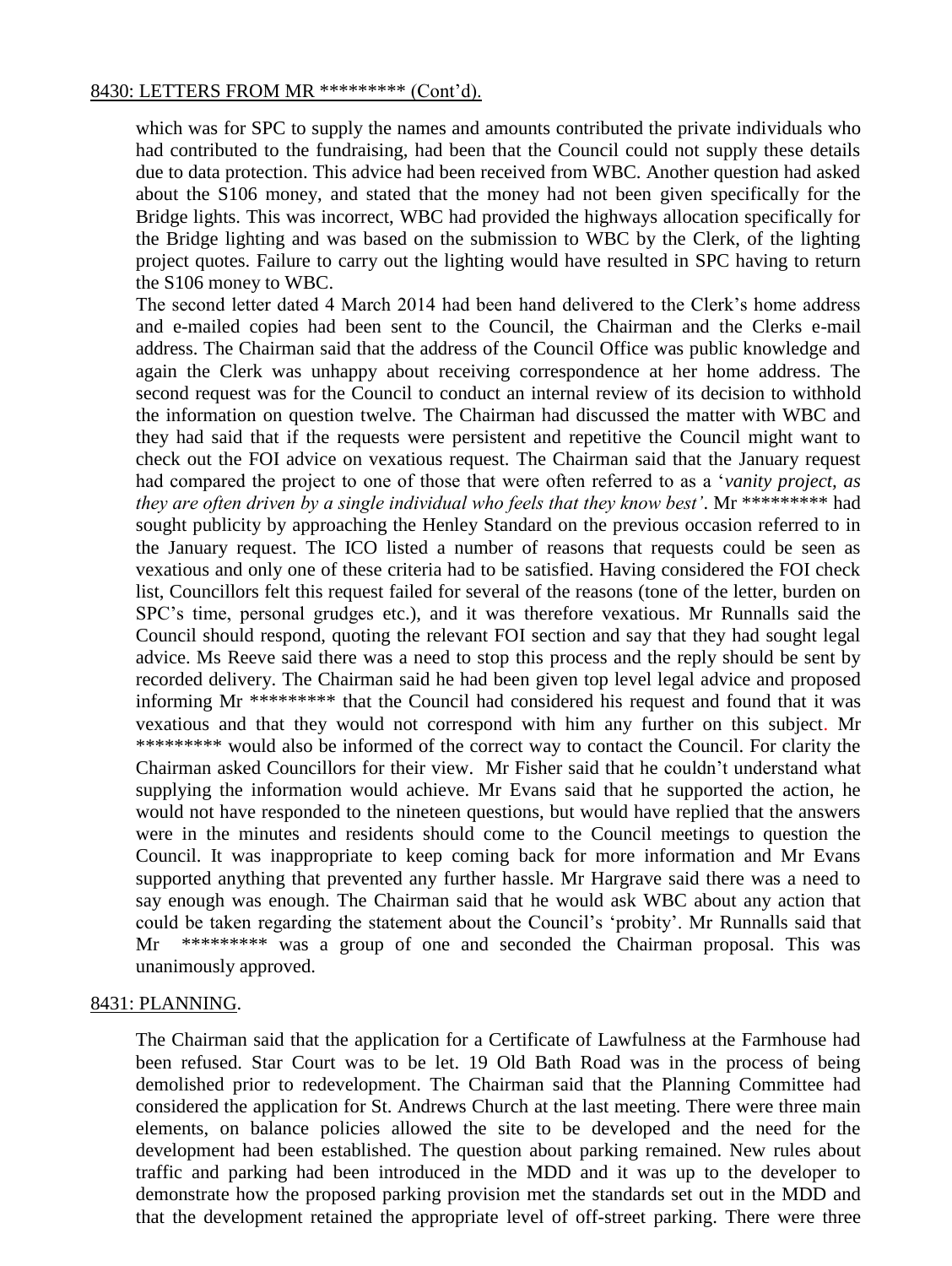8430: LETTERS FROM MR ********* (Cont'd).

which was for SPC to supply the names and amounts contributed the private individuals who had contributed to the fundraising, had been that the Council could not supply these details due to data protection. This advice had been received from WBC. Another question had asked about the S106 money, and stated that the money had not been given specifically for the Bridge lights. This was incorrect, WBC had provided the highways allocation specifically for the Bridge lighting and was based on the submission to WBC by the Clerk, of the lighting project quotes. Failure to carry out the lighting would have resulted in SPC having to return the S106 money to WBC.

The second letter dated 4 March 2014 had been hand delivered to the Clerk's home address and e-mailed copies had been sent to the Council, the Chairman and the Clerks e-mail address. The Chairman said that the address of the Council Office was public knowledge and again the Clerk was unhappy about receiving correspondence at her home address. The second request was for the Council to conduct an internal review of its decision to withhold the information on question twelve. The Chairman had discussed the matter with WBC and they had said that if the requests were persistent and repetitive the Council might want to check out the FOI advice on vexatious request. The Chairman said that the January request had compared the project to one of those that were often referred to as a '*vanity project, as they are often driven by a single individual who feels that they know best'*. Mr ********* had sought publicity by approaching the Henley Standard on the previous occasion referred to in the January request. The ICO listed a number of reasons that requests could be seen as vexatious and only one of these criteria had to be satisfied. Having considered the FOI check list, Councillors felt this request failed for several of the reasons (tone of the letter, burden on SPC's time, personal grudges etc.), and it was therefore vexatious. Mr Runnalls said the Council should respond, quoting the relevant FOI section and say that they had sought legal advice. Ms Reeve said there was a need to stop this process and the reply should be sent by recorded delivery. The Chairman said he had been given top level legal advice and proposed informing Mr ********* that the Council had considered his request and found that it was vexatious and that they would not correspond with him any further on this subject. Mr ********* would also be informed of the correct way to contact the Council. For clarity the Chairman asked Councillors for their view. Mr Fisher said that he couldn't understand what supplying the information would achieve. Mr Evans said that he supported the action, he would not have responded to the nineteen questions, but would have replied that the answers were in the minutes and residents should come to the Council meetings to question the Council. It was inappropriate to keep coming back for more information and Mr Evans supported anything that prevented any further hassle. Mr Hargrave said there was a need to say enough was enough. The Chairman said that he would ask WBC about any action that could be taken regarding the statement about the Council's 'probity'. Mr Runnalls said that Mr ********* was a group of one and seconded the Chairman proposal. This was unanimously approved.

8431: PLANNING.

The Chairman said that the application for a Certificate of Lawfulness at the Farmhouse had been refused. Star Court was to be let. 19 Old Bath Road was in the process of being demolished prior to redevelopment. The Chairman said that the Planning Committee had considered the application for St. Andrews Church at the last meeting. There were three main elements, on balance policies allowed the site to be developed and the need for the development had been established. The question about parking remained. New rules about traffic and parking had been introduced in the MDD and it was up to the developer to demonstrate how the proposed parking provision met the standards set out in the MDD and that the development retained the appropriate level of off-street parking. There were three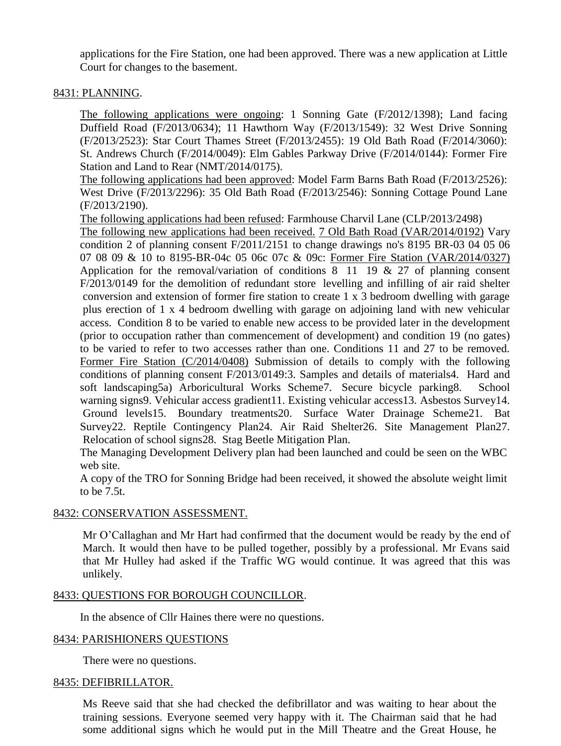applications for the Fire Station, one had been approved. There was a new application at Little Court for changes to the basement.

8431: PLANNING.

The following applications were ongoing: 1 Sonning Gate (F/2012/1398); Land facing Duffield Road (F/2013/0634); 11 Hawthorn Way (F/2013/1549): 32 West Drive Sonning (F/2013/2523): Star Court Thames Street (F/2013/2455): 19 Old Bath Road (F/2014/3060): St. Andrews Church (F/2014/0049): Elm Gables Parkway Drive (F/2014/0144): Former Fire Station and Land to Rear (NMT/2014/0175).

The following applications had been approved: Model Farm Barns Bath Road (F/2013/2526): West Drive (F/2013/2296): 35 Old Bath Road (F/2013/2546): Sonning Cottage Pound Lane (F/2013/2190).

The following applications had been refused: Farmhouse Charvil Lane (CLP/2013/2498)

The following new applications had been received. 7 Old Bath Road (VAR/2014/0192) Vary condition 2 of planning consent F/2011/2151 to change drawings no's 8195 BR-03 04 05 06 07 08 09 & 10 to 8195-BR-04c 05 06c 07c & 09c: Former Fire Station (VAR/2014/0327) Application for the removal/variation of conditions 8 11 19 & 27 of planning consent F/2013/0149 for the demolition of redundant store levelling and infilling of air raid shelter conversion and extension of former fire station to create 1 x 3 bedroom dwelling with garage plus erection of 1 x 4 bedroom dwelling with garage on adjoining land with new vehicular access. Condition 8 to be varied to enable new access to be provided later in the development (prior to occupation rather than commencement of development) and condition 19 (no gates) to be varied to refer to two accesses rather than one. Conditions 11 and 27 to be removed. Former Fire Station (C/2014/0408) Submission of details to comply with the following conditions of planning consent F/2013/0149:3. Samples and details of materials4. Hard and soft landscaping5a) Arboricultural Works Scheme7. Secure bicycle parking8. School warning signs9. Vehicular access gradient11. Existing vehicular access13. Asbestos Survey14. Ground levels15. Boundary treatments20. Surface Water Drainage Scheme21. Bat Survey22. Reptile Contingency Plan24. Air Raid Shelter26. Site Management Plan27. Relocation of school signs28. Stag Beetle Mitigation Plan.

The Managing Development Delivery plan had been launched and could be seen on the WBC web site.

A copy of the TRO for Sonning Bridge had been received, it showed the absolute weight limit to be 7.5t.

8432: CONSERVATION ASSESSMENT.

Mr O'Callaghan and Mr Hart had confirmed that the document would be ready by the end of March. It would then have to be pulled together, possibly by a professional. Mr Evans said that Mr Hulley had asked if the Traffic WG would continue. It was agreed that this was unlikely.

8433: QUESTIONS FOR BOROUGH COUNCILLOR.

In the absence of Cllr Haines there were no questions.

8434: PARISHIONERS QUESTIONS

There were no questions.

8435: DEFIBRILLATOR.

Ms Reeve said that she had checked the defibrillator and was waiting to hear about the training sessions. Everyone seemed very happy with it. The Chairman said that he had some additional signs which he would put in the Mill Theatre and the Great House, he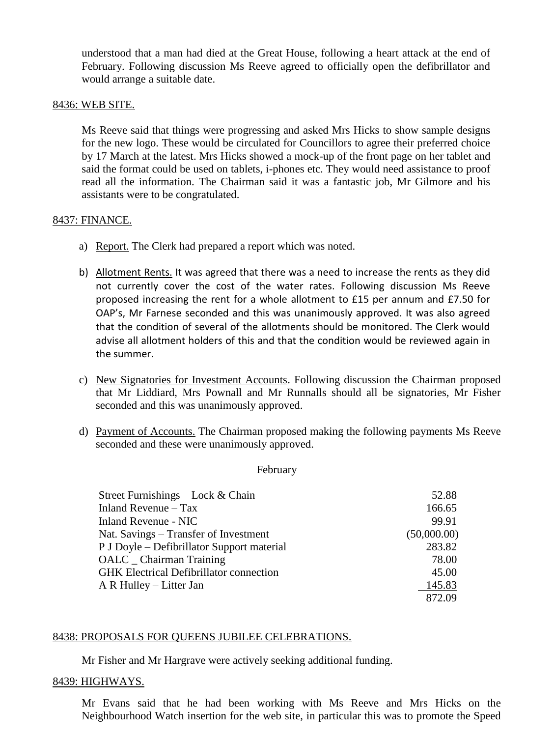understood that a man had died at the Great House, following a heart attack at the end of February. Following discussion Ms Reeve agreed to officially open the defibrillator and would arrange a suitable date.

8436: WEB SITE.

Ms Reeve said that things were progressing and asked Mrs Hicks to show sample designs for the new logo. These would be circulated for Councillors to agree their preferred choice by 17 March at the latest. Mrs Hicks showed a mock-up of the front page on her tablet and said the format could be used on tablets, i-phones etc. They would need assistance to proof read all the information. The Chairman said it was a fantastic job, Mr Gilmore and his assistants were to be congratulated.

8437: FINANCE.

a) Report. The Clerk had prepared a report which was noted.

b) Allotment Rents. It was agreed that there was a need to increase the rents as they did not currently cover the cost of the water rates. Following discussion Ms Reeve proposed increasing the rent for a whole allotment to £15 per annum and £7.50 for OAP's, Mr Farnese seconded and this was unanimously approved. It was also agreed that the condition of several of the allotments should be monitored. The Clerk would advise all allotment holders of this and that the condition would be reviewed again in the summer.

c) New Signatories for Investment Accounts. Following discussion the Chairman proposed that Mr Liddiard, Mrs Pownall and Mr Runnalls should all be signatories, Mr Fisher seconded and this was unanimously approved.

d) Payment of Accounts. The Chairman proposed making the following payments Ms Reeve seconded and these were unanimously approved.

February

| | |
|---|---:|
| Street Furnishings – Lock & Chain | 52.88 |
| Inland Revenue – Tax | 166.65 |
| Inland Revenue - NIC | 99.91 |
| Nat. Savings – Transfer of Investment | (50,000.00) |
| P J Doyle – Defibrillator Support material | 283.82 |
| OALC _ Chairman Training | 78.00 |
| GHK Electrical Defibrillator connection | 45.00 |
| A R Hulley – Litter Jan | 145.83 |
| | 872.09 |

8438: PROPOSALS FOR QUEENS JUBILEE CELEBRATIONS.

Mr Fisher and Mr Hargrave were actively seeking additional funding.

8439: HIGHWAYS.

Mr Evans said that he had been working with Ms Reeve and Mrs Hicks on the Neighbourhood Watch insertion for the web site, in particular this was to promote the Speed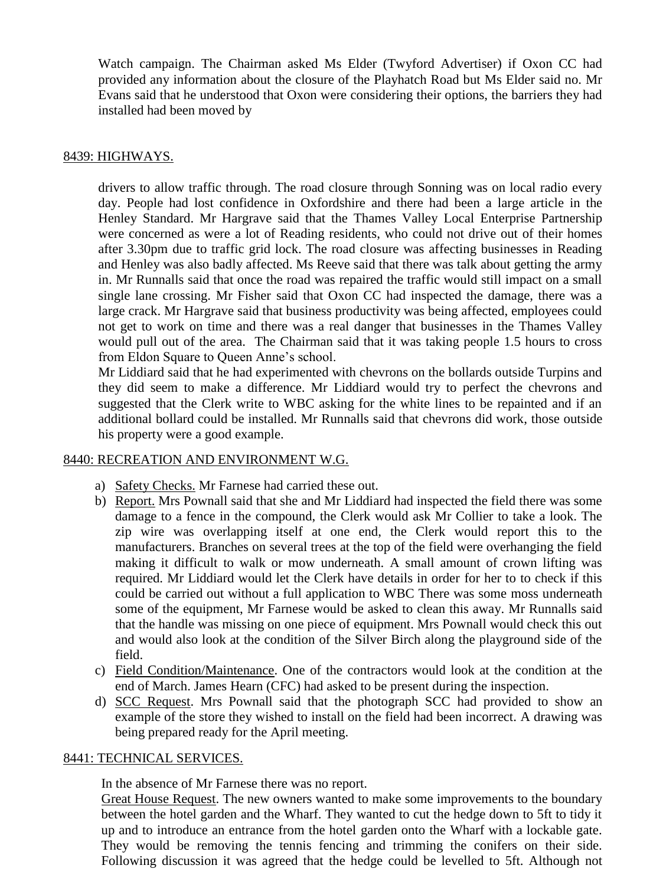Watch campaign. The Chairman asked Ms Elder (Twyford Advertiser) if Oxon CC had provided any information about the closure of the Playhatch Road but Ms Elder said no. Mr Evans said that he understood that Oxon were considering their options, the barriers they had installed had been moved by

## 8439: HIGHWAYS.

drivers to allow traffic through. The road closure through Sonning was on local radio every day. People had lost confidence in Oxfordshire and there had been a large article in the Henley Standard. Mr Hargrave said that the Thames Valley Local Enterprise Partnership were concerned as were a lot of Reading residents, who could not drive out of their homes after 3.30pm due to traffic grid lock. The road closure was affecting businesses in Reading and Henley was also badly affected. Ms Reeve said that there was talk about getting the army in. Mr Runnalls said that once the road was repaired the traffic would still impact on a small single lane crossing. Mr Fisher said that Oxon CC had inspected the damage, there was a large crack. Mr Hargrave said that business productivity was being affected, employees could not get to work on time and there was a real danger that businesses in the Thames Valley would pull out of the area. The Chairman said that it was taking people 1.5 hours to cross from Eldon Square to Queen Anne's school.

Mr Liddiard said that he had experimented with chevrons on the bollards outside Turpins and they did seem to make a difference. Mr Liddiard would try to perfect the chevrons and suggested that the Clerk write to WBC asking for the white lines to be repainted and if an additional bollard could be installed. Mr Runnalls said that chevrons did work, those outside his property were a good example.

## 8440: RECREATION AND ENVIRONMENT W.G.

a) Safety Checks. Mr Farnese had carried these out.
b) Report. Mrs Pownall said that she and Mr Liddiard had inspected the field there was some damage to a fence in the compound, the Clerk would ask Mr Collier to take a look. The zip wire was overlapping itself at one end, the Clerk would report this to the manufacturers. Branches on several trees at the top of the field were overhanging the field making it difficult to walk or mow underneath. A small amount of crown lifting was required. Mr Liddiard would let the Clerk have details in order for her to to check if this could be carried out without a full application to WBC There was some moss underneath some of the equipment, Mr Farnese would be asked to clean this away. Mr Runnalls said that the handle was missing on one piece of equipment. Mrs Pownall would check this out and would also look at the condition of the Silver Birch along the playground side of the field.
c) Field Condition/Maintenance. One of the contractors would look at the condition at the end of March. James Hearn (CFC) had asked to be present during the inspection.
d) SCC Request. Mrs Pownall said that the photograph SCC had provided to show an example of the store they wished to install on the field had been incorrect. A drawing was being prepared ready for the April meeting.

## 8441: TECHNICAL SERVICES.

In the absence of Mr Farnese there was no report.

Great House Request. The new owners wanted to make some improvements to the boundary between the hotel garden and the Wharf. They wanted to cut the hedge down to 5ft to tidy it up and to introduce an entrance from the hotel garden onto the Wharf with a lockable gate. They would be removing the tennis fencing and trimming the conifers on their side. Following discussion it was agreed that the hedge could be levelled to 5ft. Although not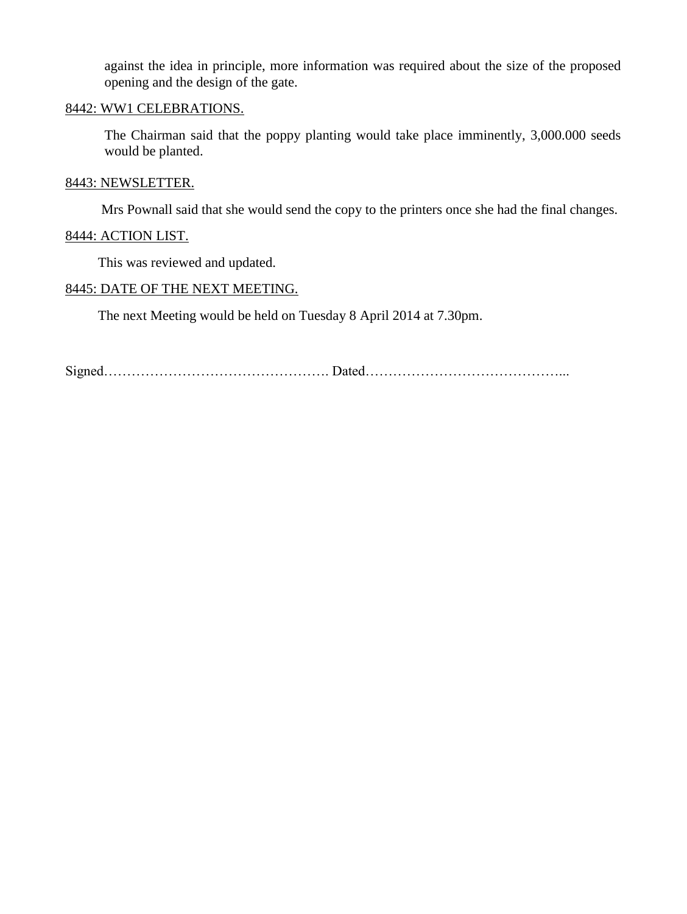against the idea in principle, more information was required about the size of the proposed opening and the design of the gate.

<u>8442: WW1 CELEBRATIONS.</u>

The Chairman said that the poppy planting would take place imminently, 3,000.000 seeds would be planted.

<u>8443: NEWSLETTER.</u>

Mrs Pownall said that she would send the copy to the printers once she had the final changes.

<u>8444: ACTION LIST.</u>

This was reviewed and updated.

<u>8445: DATE OF THE NEXT MEETING.</u>

The next Meeting would be held on Tuesday 8 April 2014 at 7.30pm.

Signed…………………………………………. Dated……………………………………...